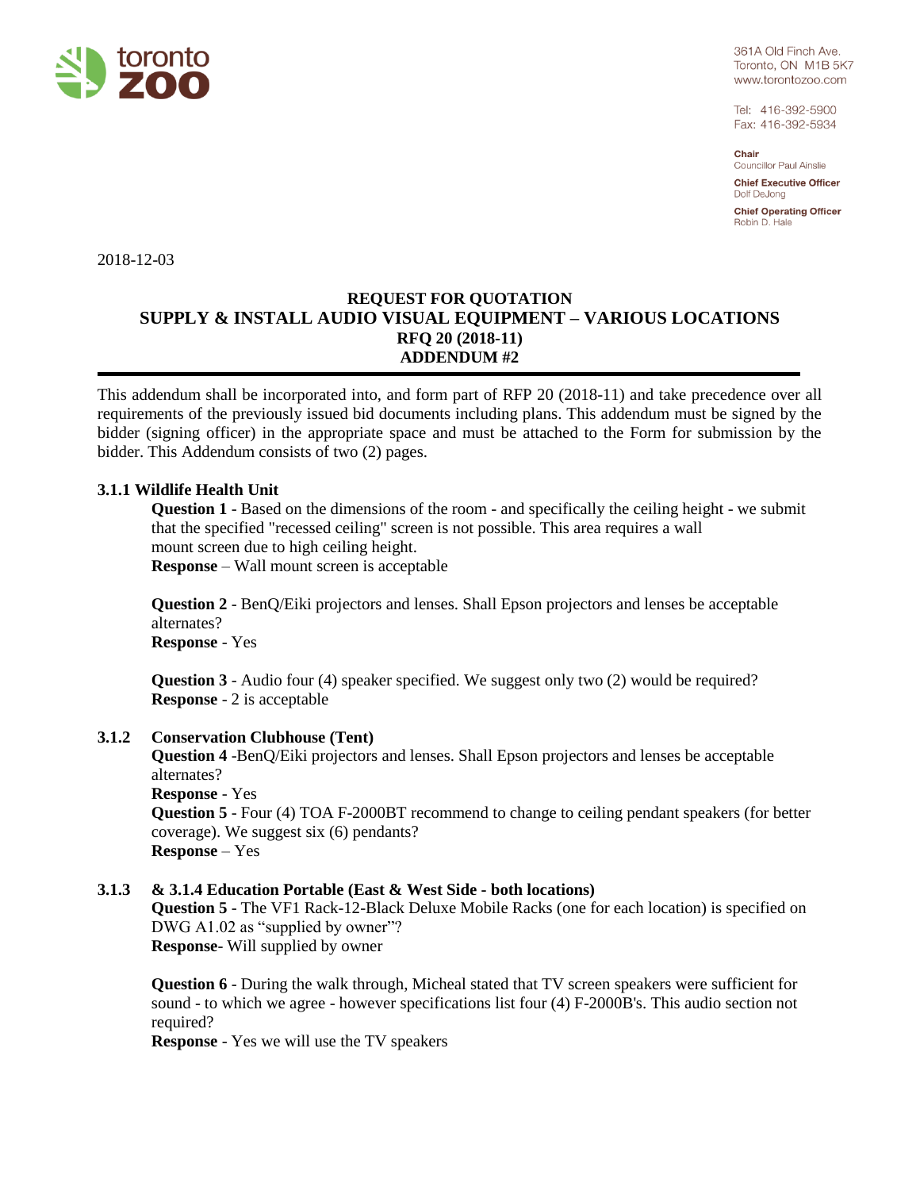toronto zoo

361A Old Finch Ave.
Toronto, ON M1B 5K7
www.torontozoo.com

Tel: 416-392-5900
Fax: 416-392-5934

**Chair**
Councillor Paul Ainslie

**Chief Executive Officer**
Dolf DeJong

**Chief Operating Officer**
Robin D. Hale

2018-12-03

# REQUEST FOR QUOTATION
# SUPPLY & INSTALL AUDIO VISUAL EQUIPMENT – VARIOUS LOCATIONS
# RFQ 20 (2018-11)
# ADDENDUM #2

This addendum shall be incorporated into, and form part of RFP 20 (2018-11) and take precedence over all requirements of the previously issued bid documents including plans. This addendum must be signed by the bidder (signing officer) in the appropriate space and must be attached to the Form for submission by the bidder. This Addendum consists of two (2) pages.

### 3.1.1 Wildlife Health Unit

**Question 1** - Based on the dimensions of the room - and specifically the ceiling height - we submit that the specified "recessed ceiling" screen is not possible. This area requires a wall mount screen due to high ceiling height.
**Response** – Wall mount screen is acceptable

**Question 2** - BenQ/Eiki projectors and lenses. Shall Epson projectors and lenses be acceptable alternates?
**Response** - Yes

**Question 3** - Audio four (4) speaker specified. We suggest only two (2) would be required?
**Response** - 2 is acceptable

### 3.1.2 Conservation Clubhouse (Tent)

**Question 4** -BenQ/Eiki projectors and lenses. Shall Epson projectors and lenses be acceptable alternates?
**Response** - Yes
**Question 5** - Four (4) TOA F-2000BT recommend to change to ceiling pendant speakers (for better coverage). We suggest six (6) pendants?
**Response** – Yes

### 3.1.3 & 3.1.4 Education Portable (East & West Side - both locations)

**Question 5** - The VF1 Rack-12-Black Deluxe Mobile Racks (one for each location) is specified on DWG A1.02 as "supplied by owner"?
**Response**- Will supplied by owner

**Question 6** - During the walk through, Micheal stated that TV screen speakers were sufficient for sound - to which we agree - however specifications list four (4) F-2000B's. This audio section not required?
**Response** - Yes we will use the TV speakers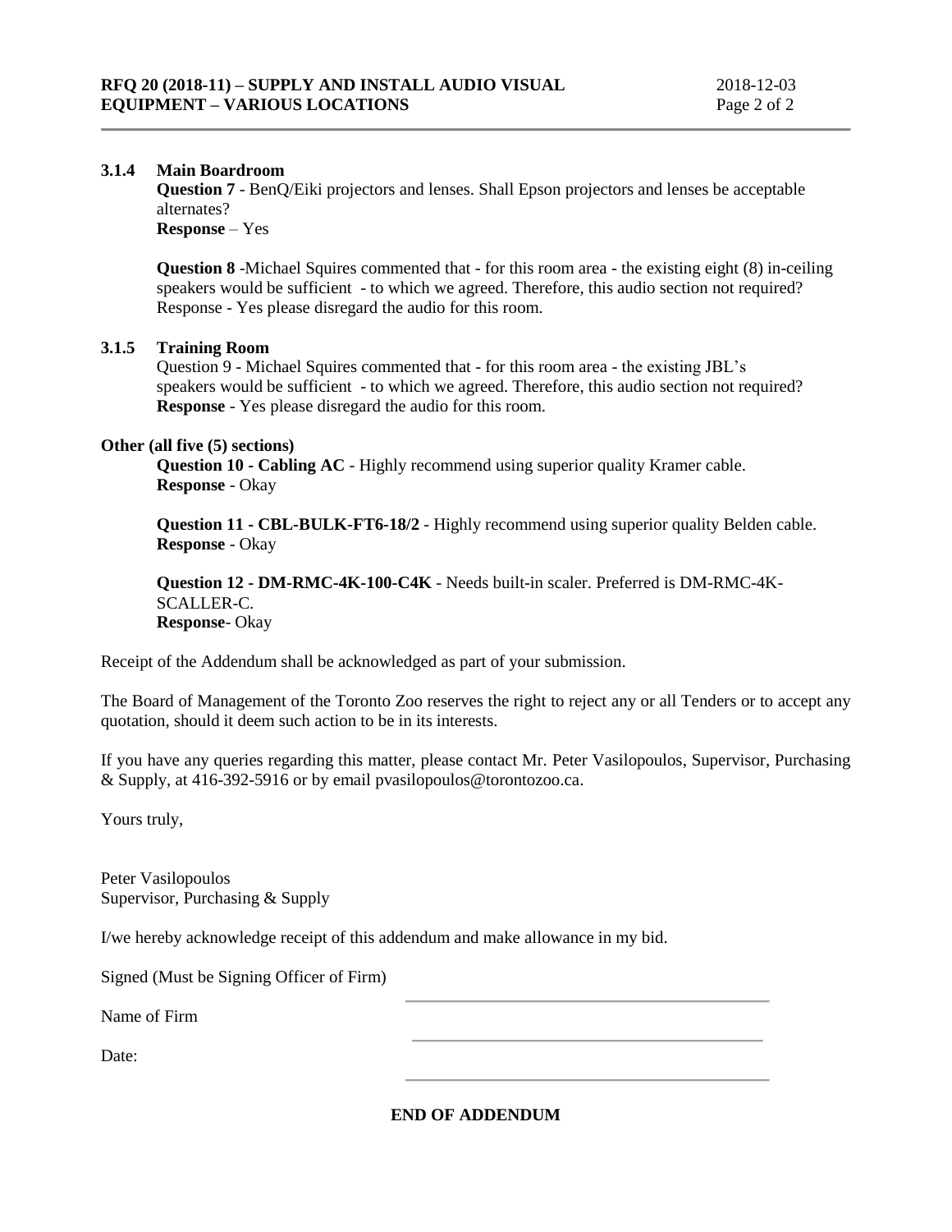### 3.1.4 Main Boardroom

**Question 7** - BenQ/Eiki projectors and lenses. Shall Epson projectors and lenses be acceptable alternates?
**Response** – Yes

**Question 8** -Michael Squires commented that - for this room area - the existing eight (8) in-ceiling speakers would be sufficient - to which we agreed. Therefore, this audio section not required?
Response - Yes please disregard the audio for this room.

### 3.1.5 Training Room

Question 9 - Michael Squires commented that - for this room area - the existing JBL's speakers would be sufficient - to which we agreed. Therefore, this audio section not required?
**Response** - Yes please disregard the audio for this room.

**Other (all five (5) sections)**

**Question 10 - Cabling AC** - Highly recommend using superior quality Kramer cable.
**Response** - Okay

**Question 11 - CBL-BULK-FT6-18/2** - Highly recommend using superior quality Belden cable.
**Response** - Okay

**Question 12 - DM-RMC-4K-100-C4K** - Needs built-in scaler. Preferred is DM-RMC-4K-SCALLER-C.
**Response**- Okay

Receipt of the Addendum shall be acknowledged as part of your submission.

The Board of Management of the Toronto Zoo reserves the right to reject any or all Tenders or to accept any quotation, should it deem such action to be in its interests.

If you have any queries regarding this matter, please contact Mr. Peter Vasilopoulos, Supervisor, Purchasing & Supply, at 416-392-5916 or by email pvasilopoulos@torontozoo.ca.

Yours truly,

Peter Vasilopoulos
Supervisor, Purchasing & Supply

I/we hereby acknowledge receipt of this addendum and make allowance in my bid.

Signed (Must be Signing Officer of Firm) ______________________________

Name of Firm ______________________________

Date: ______________________________

**END OF ADDENDUM**